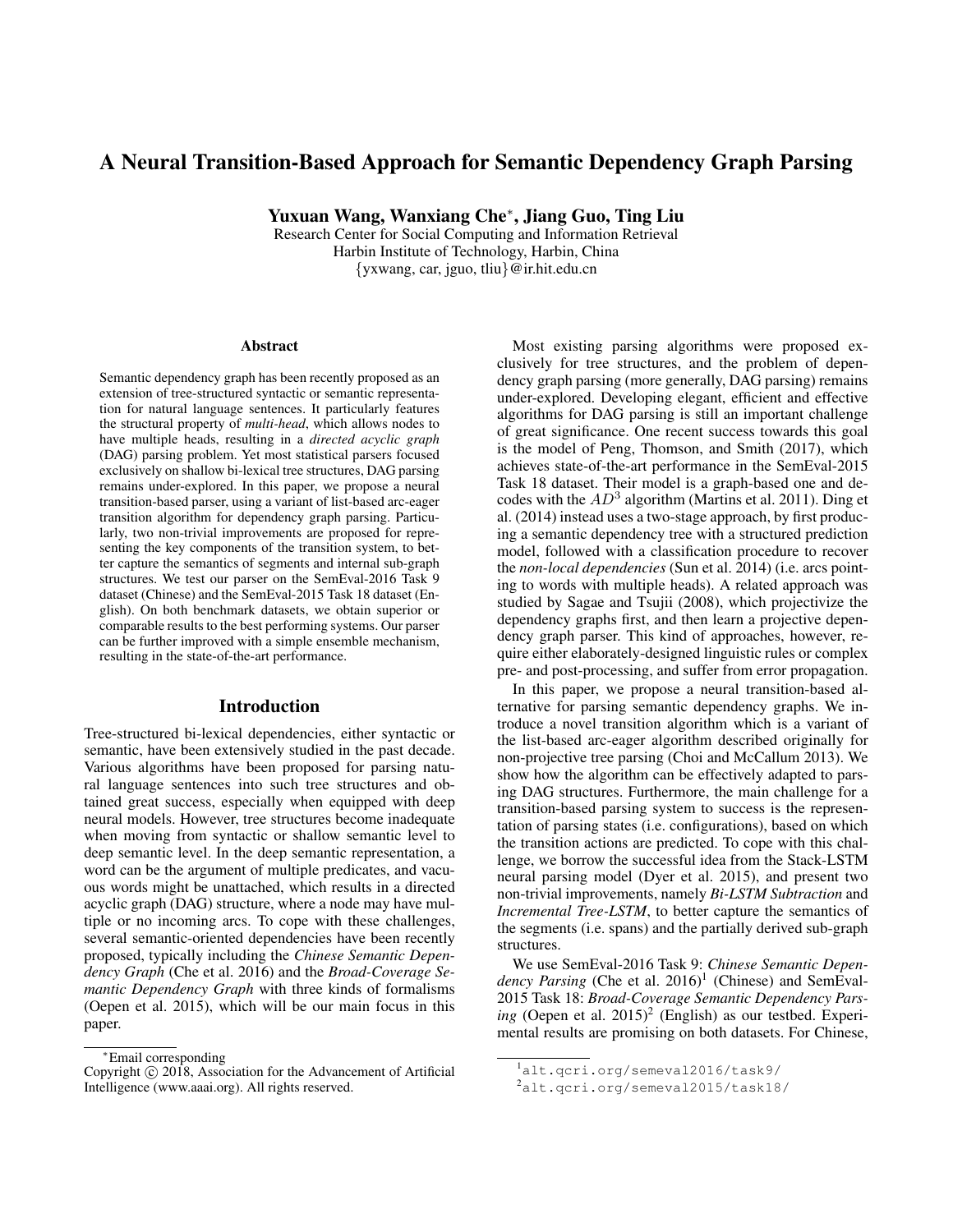# A Neural Transition-Based Approach for Semantic Dependency Graph Parsing

**Yuxuan Wang, Wanxiang Che***, **Jiang Guo, Ting Liu**

Research Center for Social Computing and Information Retrieval
Harbin Institute of Technology, Harbin, China
{yxwang, car, jguo, tliu}@ir.hit.edu.cn

## Abstract

Semantic dependency graph has been recently proposed as an extension of tree-structured syntactic or semantic representation for natural language sentences. It particularly features the structural property of *multi-head*, which allows nodes to have multiple heads, resulting in a *directed acyclic graph* (DAG) parsing problem. Yet most statistical parsers focused exclusively on shallow bi-lexical tree structures, DAG parsing remains under-explored. In this paper, we propose a neural transition-based parser, using a variant of list-based arc-eager transition algorithm for dependency graph parsing. Particularly, two non-trivial improvements are proposed for representing the key components of the transition system, to better capture the semantics of segments and internal sub-graph structures. We test our parser on the SemEval-2016 Task 9 dataset (Chinese) and the SemEval-2015 Task 18 dataset (English). On both benchmark datasets, we obtain superior or comparable results to the best performing systems. Our parser can be further improved with a simple ensemble mechanism, resulting in the state-of-the-art performance.

## Introduction

Tree-structured bi-lexical dependencies, either syntactic or semantic, have been extensively studied in the past decade. Various algorithms have been proposed for parsing natural language sentences into such tree structures and obtained great success, especially when equipped with deep neural models. However, tree structures become inadequate when moving from syntactic or shallow semantic level to deep semantic level. In the deep semantic representation, a word can be the argument of multiple predicates, and vacuous words might be unattached, which results in a directed acyclic graph (DAG) structure, where a node may have multiple or no incoming arcs. To cope with these challenges, several semantic-oriented dependencies have been recently proposed, typically including the *Chinese Semantic Dependency Graph* (Che et al. 2016) and the *Broad-Coverage Semantic Dependency Graph* with three kinds of formalisms (Oepen et al. 2015), which will be our main focus in this paper.

Most existing parsing algorithms were proposed exclusively for tree structures, and the problem of dependency graph parsing (more generally, DAG parsing) remains under-explored. Developing elegant, efficient and effective algorithms for DAG parsing is still an important challenge of great significance. One recent success towards this goal is the model of Peng, Thomson, and Smith (2017), which achieves state-of-the-art performance in the SemEval-2015 Task 18 dataset. Their model is a graph-based one and decodes with the $AD^3$ algorithm (Martins et al. 2011). Ding et al. (2014) instead uses a two-stage approach, by first producing a semantic dependency tree with a structured prediction model, followed with a classification procedure to recover the *non-local dependencies* (Sun et al. 2014) (i.e. arcs pointing to words with multiple heads). A related approach was studied by Sagae and Tsujii (2008), which projectivize the dependency graphs first, and then learn a projective dependency graph parser. This kind of approaches, however, require either elaborately-designed linguistic rules or complex pre- and post-processing, and suffer from error propagation.

In this paper, we propose a neural transition-based alternative for parsing semantic dependency graphs. We introduce a novel transition algorithm which is a variant of the list-based arc-eager algorithm described originally for non-projective tree parsing (Choi and McCallum 2013). We show how the algorithm can be effectively adapted to parsing DAG structures. Furthermore, the main challenge for a transition-based parsing system to success is the representation of parsing states (i.e. configurations), based on which the transition actions are predicted. To cope with this challenge, we borrow the successful idea from the Stack-LSTM neural parsing model (Dyer et al. 2015), and present two non-trivial improvements, namely *Bi-LSTM Subtraction* and *Incremental Tree-LSTM*, to better capture the semantics of the segments (i.e. spans) and the partially derived sub-graph structures.

We use SemEval-2016 Task 9: *Chinese Semantic Dependency Parsing* (Che et al. 2016)[1] (Chinese) and SemEval-2015 Task 18: *Broad-Coverage Semantic Dependency Parsing* (Oepen et al. 2015)[2] (English) as our testbed. Experimental results are promising on both datasets. For Chinese,

*Email corresponding

Copyright © 2018, Association for the Advancement of Artificial Intelligence (www.aaai.org). All rights reserved.

[1] alt.qcri.org/semeval2016/task9/

[2] alt.qcri.org/semeval2015/task18/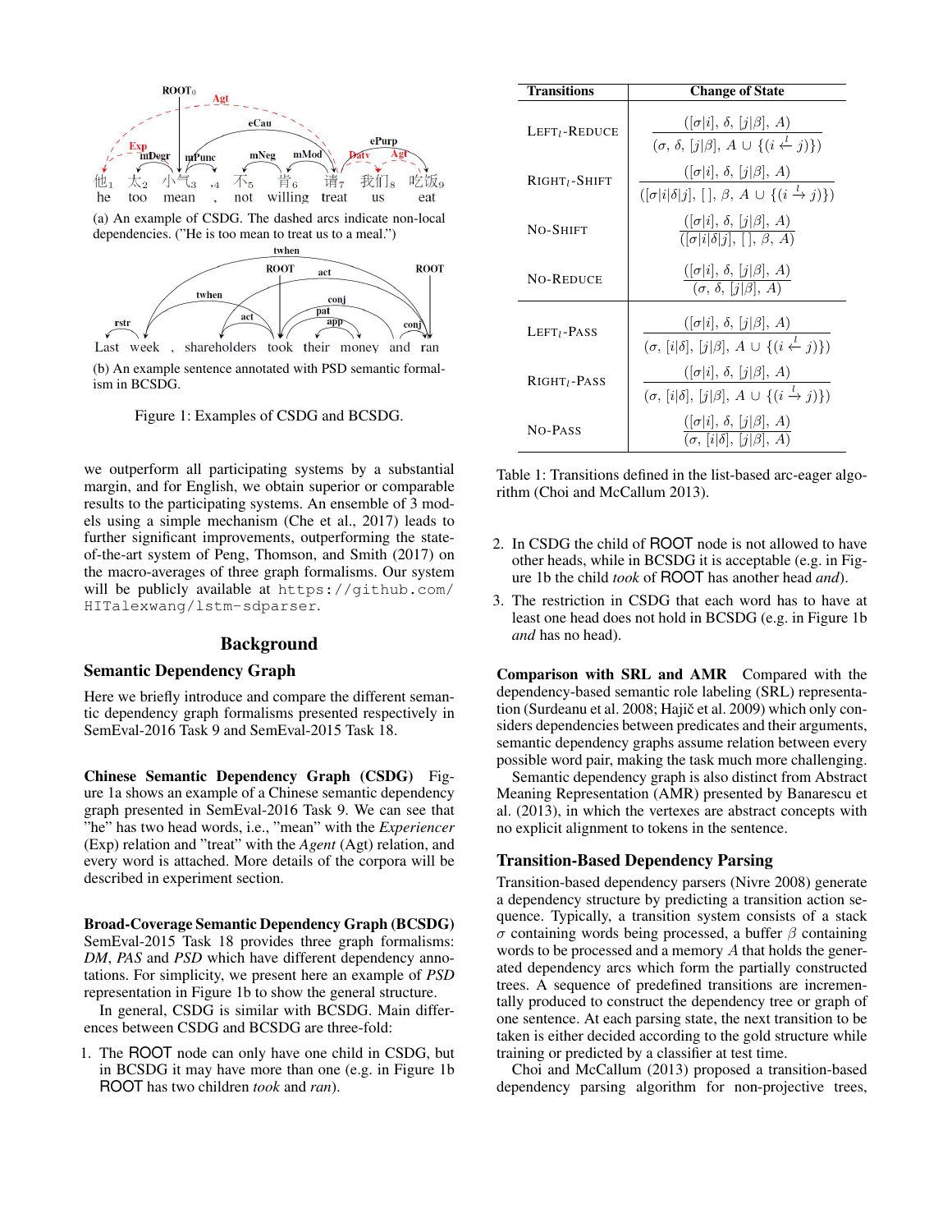(a) An example of CSDG. The dashed arcs indicate non-local dependencies. ("He is too mean to treat us to a meal.")

(b) An example sentence annotated with PSD semantic formalism in BCSDG.

Figure 1: Examples of CSDG and BCSDG.

we outperform all participating systems by a substantial margin, and for English, we obtain superior or comparable results to the participating systems. An ensemble of 3 models using a simple mechanism (Che et al., 2017) leads to further significant improvements, outperforming the state-of-the-art system of Peng, Thomson, and Smith (2017) on the macro-averages of three graph formalisms. Our system will be publicly available at https://github.com/HITalexwang/lstm-sdparser.

## Background

### Semantic Dependency Graph

Here we briefly introduce and compare the different semantic dependency graph formalisms presented respectively in SemEval-2016 Task 9 and SemEval-2015 Task 18.

**Chinese Semantic Dependency Graph (CSDG)** Figure 1a shows an example of a Chinese semantic dependency graph presented in SemEval-2016 Task 9. We can see that "he" has two head words, i.e., "mean" with the *Experiencer* (Exp) relation and "treat" with the *Agent* (Agt) relation, and every word is attached. More details of the corpora will be described in experiment section.

**Broad-Coverage Semantic Dependency Graph (BCSDG)** SemEval-2015 Task 18 provides three graph formalisms: *DM*, *PAS* and *PSD* which have different dependency annotations. For simplicity, we present here an example of *PSD* representation in Figure 1b to show the general structure.

In general, CSDG is similar with BCSDG. Main differences between CSDG and BCSDG are three-fold:

1. The ROOT node can only have one child in CSDG, but in BCSDG it may have more than one (e.g. in Figure 1b ROOT has two children *took* and *ran*).
2. In CSDG the child of ROOT node is not allowed to have other heads, while in BCSDG it is acceptable (e.g. in Figure 1b the child *took* of ROOT has another head *and*).
3. The restriction in CSDG that each word has to have at least one head does not hold in BCSDG (e.g. in Figure 1b *and* has no head).

| Transitions | Change of State |
|---|---|
| Left$_l$-Reduce | $\dfrac{([\sigma\|i],\ \delta,\ [j\|\beta],\ A)}{(\sigma,\ \delta,\ [j\|\beta],\ A \cup \{(i \xleftarrow{l} j)\})}$ |
| Right$_l$-Shift | $\dfrac{([\sigma\|i],\ \delta,\ [j\|\beta],\ A)}{([\sigma\|i\|\delta\|j],\ [\,],\ \beta,\ A \cup \{(i \xrightarrow{l} j)\})}$ |
| No-Shift | $\dfrac{([\sigma\|i],\ \delta,\ [j\|\beta],\ A)}{([\sigma\|i\|\delta\|j],\ [\,],\ \beta,\ A)}$ |
| No-Reduce | $\dfrac{([\sigma\|i],\ \delta,\ [j\|\beta],\ A)}{(\sigma,\ \delta,\ [j\|\beta],\ A)}$ |
| Left$_l$-Pass | $\dfrac{([\sigma\|i],\ \delta,\ [j\|\beta],\ A)}{(\sigma,\ [i\|\delta],\ [j\|\beta],\ A \cup \{(i \xleftarrow{l} j)\})}$ |
| Right$_l$-Pass | $\dfrac{([\sigma\|i],\ \delta,\ [j\|\beta],\ A)}{(\sigma,\ [i\|\delta],\ [j\|\beta],\ A \cup \{(i \xrightarrow{l} j)\})}$ |
| No-Pass | $\dfrac{([\sigma\|i],\ \delta,\ [j\|\beta],\ A)}{(\sigma,\ [i\|\delta],\ [j\|\beta],\ A)}$ |

Table 1: Transitions defined in the list-based arc-eager algorithm (Choi and McCallum 2013).

**Comparison with SRL and AMR** Compared with the dependency-based semantic role labeling (SRL) representation (Surdeanu et al. 2008; Hajič et al. 2009) which only considers dependencies between predicates and their arguments, semantic dependency graphs assume relation between every possible word pair, making the task much more challenging.

Semantic dependency graph is also distinct from Abstract Meaning Representation (AMR) presented by Banarescu et al. (2013), in which the vertexes are abstract concepts with no explicit alignment to tokens in the sentence.

### Transition-Based Dependency Parsing

Transition-based dependency parsers (Nivre 2008) generate a dependency structure by predicting a transition action sequence. Typically, a transition system consists of a stack $\sigma$ containing words being processed, a buffer $\beta$ containing words to be processed and a memory $A$ that holds the generated dependency arcs which form the partially constructed trees. A sequence of predefined transitions are incrementally produced to construct the dependency tree or graph of one sentence. At each parsing state, the next transition to be taken is either decided according to the gold structure while training or predicted by a classifier at test time.

Choi and McCallum (2013) proposed a transition-based dependency parsing algorithm for non-projective trees,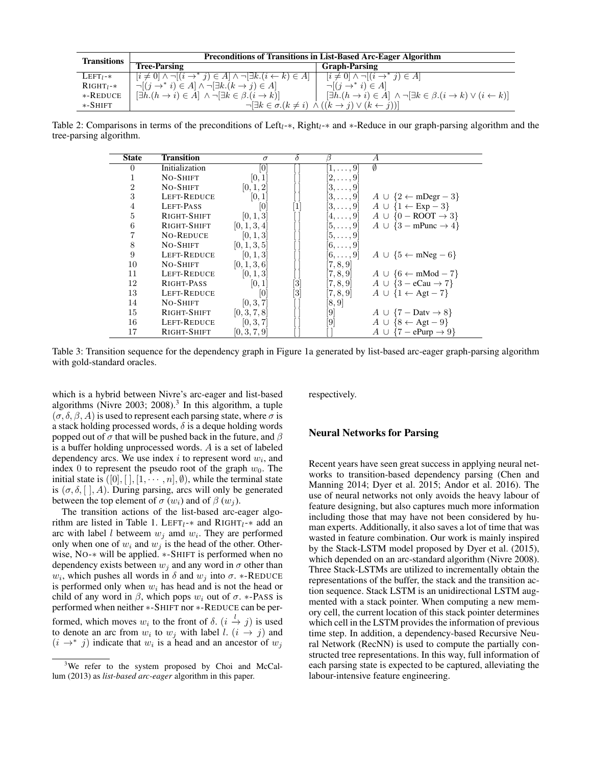| Transitions | Preconditions of Transitions in List-Based Arc-Eager Algorithm | |
|---|---|---|
| | Tree-Parsing | Graph-Parsing |
| $\text{Left}_l$-$*$ | $[i \neq 0] \wedge \neg[(i \rightarrow^* j) \in A] \wedge \neg[\exists k.(i \leftarrow k) \in A]$ | $[i \neq 0] \wedge \neg[(i \rightarrow^* j) \in A]$ |
| $\text{Right}_l$-$*$ | $\neg[(j \rightarrow^* i) \in A] \wedge \neg[\exists k.(k \rightarrow j) \in A]$ | $\neg[(j \rightarrow^* i) \in A]$ |
| $*$-Reduce | $[\exists h.(h \rightarrow i) \in A] \wedge \neg[\exists k \in \beta.(i \rightarrow k)]$ | $[\exists h.(h \rightarrow i) \in A] \wedge \neg[\exists k \in \beta.(i \rightarrow k) \vee (i \leftarrow k)]$ |
| $*$-Shift | $\neg[\exists k \in \sigma.(k \neq i) \wedge ((k \rightarrow j) \vee (k \leftarrow j))]$ | |

Table 2: Comparisons in terms of the preconditions of $\text{Left}_l$-$*$, $\text{Right}_l$-$*$ and $*$-Reduce in our graph-parsing algorithm and the tree-parsing algorithm.

| State | Transition | $\sigma$ | $\delta$ | $\beta$ | $A$ |
|---|---|---|---|---|---|
| 0 | Initialization | $[0]$ | $[\,]$ | $[1, \ldots, 9]$ | $\emptyset$ |
| 1 | No-Shift | $[0, 1]$ | $[\,]$ | $[2, \ldots, 9]$ | |
| 2 | No-Shift | $[0, 1, 2]$ | $[\,]$ | $[3, \ldots, 9]$ | |
| 3 | Left-Reduce | $[0, 1]$ | $[\,]$ | $[3, \ldots, 9]$ | $A \cup \{2 \leftarrow \text{mDegr} - 3\}$ |
| 4 | Left-Pass | $[0]$ | $[1]$ | $[3, \ldots, 9]$ | $A \cup \{1 \leftarrow \text{Exp} - 3\}$ |
| 5 | Right-Shift | $[0, 1, 3]$ | $[\,]$ | $[4, \ldots, 9]$ | $A \cup \{0 - \text{ROOT} \rightarrow 3\}$ |
| 6 | Right-Shift | $[0, 1, 3, 4]$ | $[\,]$ | $[5, \ldots, 9]$ | $A \cup \{3 - \text{mPunc} \rightarrow 4\}$ |
| 7 | No-Reduce | $[0, 1, 3]$ | $[\,]$ | $[5, \ldots, 9]$ | |
| 8 | No-Shift | $[0, 1, 3, 5]$ | $[\,]$ | $[6, \ldots, 9]$ | |
| 9 | Left-Reduce | $[0, 1, 3]$ | $[\,]$ | $[6, \ldots, 9]$ | $A \cup \{5 \leftarrow \text{mNeg} - 6\}$ |
| 10 | No-Shift | $[0, 1, 3, 6]$ | $[\,]$ | $[7, 8, 9]$ | |
| 11 | Left-Reduce | $[0, 1, 3]$ | $[\,]$ | $[7, 8, 9]$ | $A \cup \{6 \leftarrow \text{mMod} - 7\}$ |
| 12 | Right-Pass | $[0, 1]$ | $[3]$ | $[7, 8, 9]$ | $A \cup \{3 - \text{eCau} \rightarrow 7\}$ |
| 13 | Left-Reduce | $[0]$ | $[3]$ | $[7, 8, 9]$ | $A \cup \{1 \leftarrow \text{Agt} - 7\}$ |
| 14 | No-Shift | $[0, 3, 7]$ | $[\,]$ | $[8, 9]$ | |
| 15 | Right-Shift | $[0, 3, 7, 8]$ | $[\,]$ | $[9]$ | $A \cup \{7 - \text{Datv} \rightarrow 8\}$ |
| 16 | Left-Reduce | $[0, 3, 7]$ | $[\,]$ | $[9]$ | $A \cup \{8 \leftarrow \text{Agt} - 9\}$ |
| 17 | Right-Shift | $[0, 3, 7, 9]$ | $[\,]$ | $[\,]$ | $A \cup \{7 - \text{ePurp} \rightarrow 9\}$ |

Table 3: Transition sequence for the dependency graph in Figure 1a generated by list-based arc-eager graph-parsing algorithm with gold-standard oracles.

which is a hybrid between Nivre's arc-eager and list-based algorithms (Nivre 2003; 2008).[3] In this algorithm, a tuple $(\sigma, \delta, \beta, A)$ is used to represent each parsing state, where $\sigma$ is a stack holding processed words, $\delta$ is a deque holding words popped out of $\sigma$ that will be pushed back in the future, and $\beta$ is a buffer holding unprocessed words. $A$ is a set of labeled dependency arcs. We use index $i$ to represent word $w_i$, and index 0 to represent the pseudo root of the graph $w_0$. The initial state is $([0], [\,], [1, \cdots, n], \emptyset)$, while the terminal state is $(\sigma, \delta, [\,], A)$. During parsing, arcs will only be generated between the top element of $\sigma$ ($w_i$) and of $\beta$ ($w_j$).

The transition actions of the list-based arc-eager algorithm are listed in Table 1. $\text{Left}_l$-$*$ and $\text{Right}_l$-$*$ add an arc with label $l$ betweem $w_j$ amd $w_i$. They are performed only when one of $w_i$ and $w_j$ is the head of the other. Otherwise, No-$*$ will be applied. $*$-Shift is performed when no dependency exists between $w_j$ and any word in $\sigma$ other than $w_i$, which pushes all words in $\delta$ and $w_j$ into $\sigma$. $*$-Reduce is performed only when $w_i$ has head and is not the head or child of any word in $\beta$, which pops $w_i$ out of $\sigma$. $*$-Pass is performed when neither $*$-Shift nor $*$-Reduce can be performed, which moves $w_i$ to the front of $\delta$. $(i \xrightarrow{l} j)$ is used to denote an arc from $w_i$ to $w_j$ with label $l$. $(i \rightarrow j)$ and $(i \rightarrow^* j)$ indicate that $w_i$ is a head and an ancestor of $w_j$ respectively.

[3] We refer to the system proposed by Choi and McCallum (2013) as *list-based arc-eager* algorithm in this paper.

## Neural Networks for Parsing

Recent years have seen great success in applying neural networks to transition-based dependency parsing (Chen and Manning 2014; Dyer et al. 2015; Andor et al. 2016). The use of neural networks not only avoids the heavy labour of feature designing, but also captures much more information including those that may have not been considered by human experts. Additionally, it also saves a lot of time that was wasted in feature combination. Our work is mainly inspired by the Stack-LSTM model proposed by Dyer et al. (2015), which depended on an arc-standard algorithm (Nivre 2008). Three Stack-LSTMs are utilized to incrementally obtain the representations of the buffer, the stack and the transition action sequence. Stack LSTM is an unidirectional LSTM augmented with a stack pointer. When computing a new memory cell, the current location of this stack pointer determines which cell in the LSTM provides the information of previous time step. In addition, a dependency-based Recursive Neural Network (RecNN) is used to compute the partially constructed tree representations. In this way, full information of each parsing state is expected to be captured, alleviating the labour-intensive feature engineering.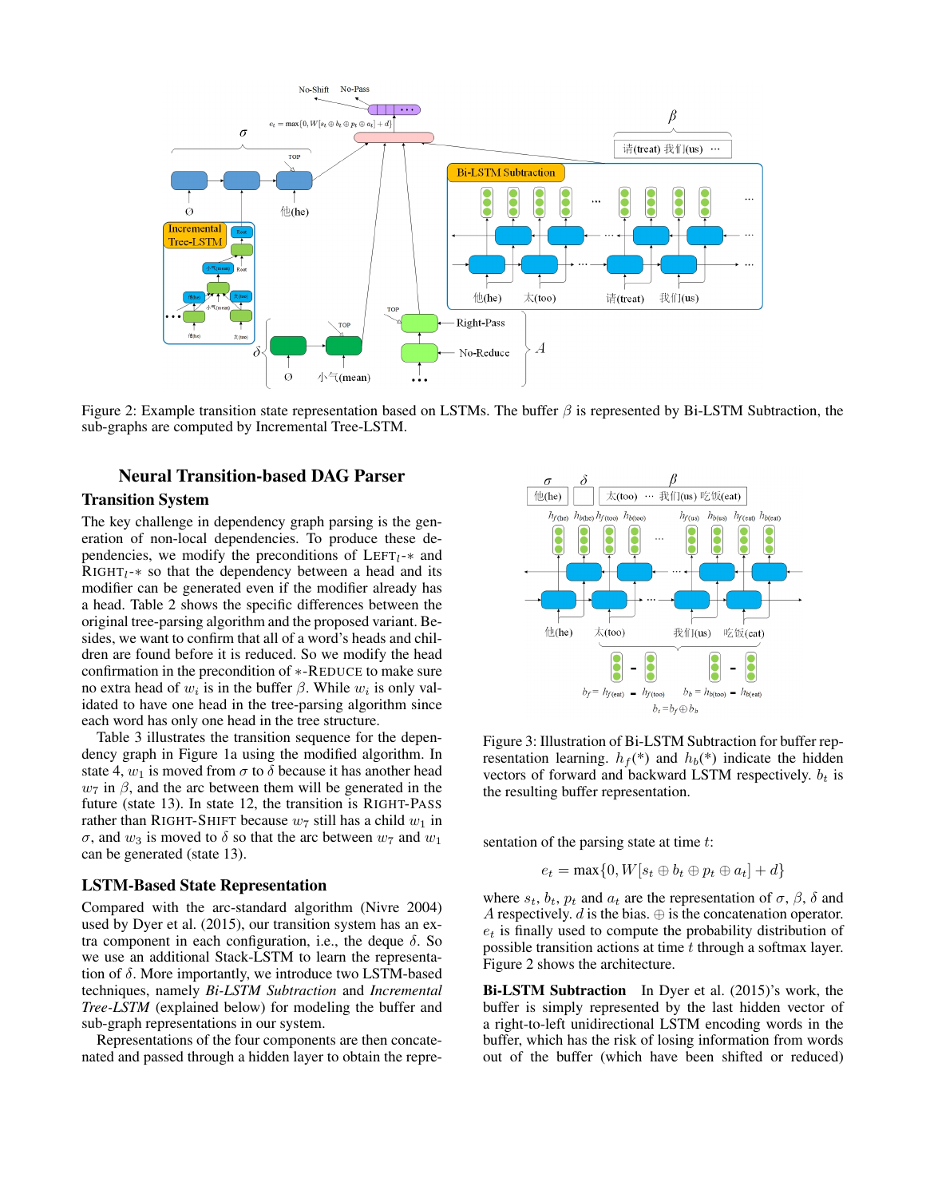Figure 2: Example transition state representation based on LSTMs. The buffer $\beta$ is represented by Bi-LSTM Subtraction, the sub-graphs are computed by Incremental Tree-LSTM.

## Neural Transition-based DAG Parser

### Transition System

The key challenge in dependency graph parsing is the generation of non-local dependencies. To produce these dependencies, we modify the preconditions of LEFT$_l$-$*$ and RIGHT$_l$-$*$ so that the dependency between a head and its modifier can be generated even if the modifier already has a head. Table 2 shows the specific differences between the original tree-parsing algorithm and the proposed variant. Besides, we want to confirm that all of a word's heads and children are found before it is reduced. So we modify the head confirmation in the precondition of $*$-REDUCE to make sure no extra head of $w_i$ is in the buffer $\beta$. While $w_i$ is only validated to have one head in the tree-parsing algorithm since each word has only one head in the tree structure.

Table 3 illustrates the transition sequence for the dependency graph in Figure 1a using the modified algorithm. In state 4, $w_1$ is moved from $\sigma$ to $\delta$ because it has another head $w_7$ in $\beta$, and the arc between them will be generated in the future (state 13). In state 12, the transition is RIGHT-PASS rather than RIGHT-SHIFT because $w_7$ still has a child $w_1$ in $\sigma$, and $w_3$ is moved to $\delta$ so that the arc between $w_7$ and $w_1$ can be generated (state 13).

### LSTM-Based State Representation

Compared with the arc-standard algorithm (Nivre 2004) used by Dyer et al. (2015), our transition system has an extra component in each configuration, i.e., the deque $\delta$. So we use an additional Stack-LSTM to learn the representation of $\delta$. More importantly, we introduce two LSTM-based techniques, namely *Bi-LSTM Subtraction* and *Incremental Tree-LSTM* (explained below) for modeling the buffer and sub-graph representations in our system.

Representations of the four components are then concatenated and passed through a hidden layer to obtain the representation of the parsing state at time $t$:

$$e_t = \max\{0, W[s_t \oplus b_t \oplus p_t \oplus a_t] + d\}$$

where $s_t$, $b_t$, $p_t$ and $a_t$ are the representation of $\sigma$, $\beta$, $\delta$ and $A$ respectively. $d$ is the bias. $\oplus$ is the concatenation operator. $e_t$ is finally used to compute the probability distribution of possible transition actions at time $t$ through a softmax layer. Figure 2 shows the architecture.

Figure 3: Illustration of Bi-LSTM Subtraction for buffer representation learning. $h_f(*)$ and $h_b(*)$ indicate the hidden vectors of forward and backward LSTM respectively. $b_t$ is the resulting buffer representation.

**Bi-LSTM Subtraction** In Dyer et al. (2015)'s work, the buffer is simply represented by the last hidden vector of a right-to-left unidirectional LSTM encoding words in the buffer, which has the risk of losing information from words out of the buffer (which have been shifted or reduced)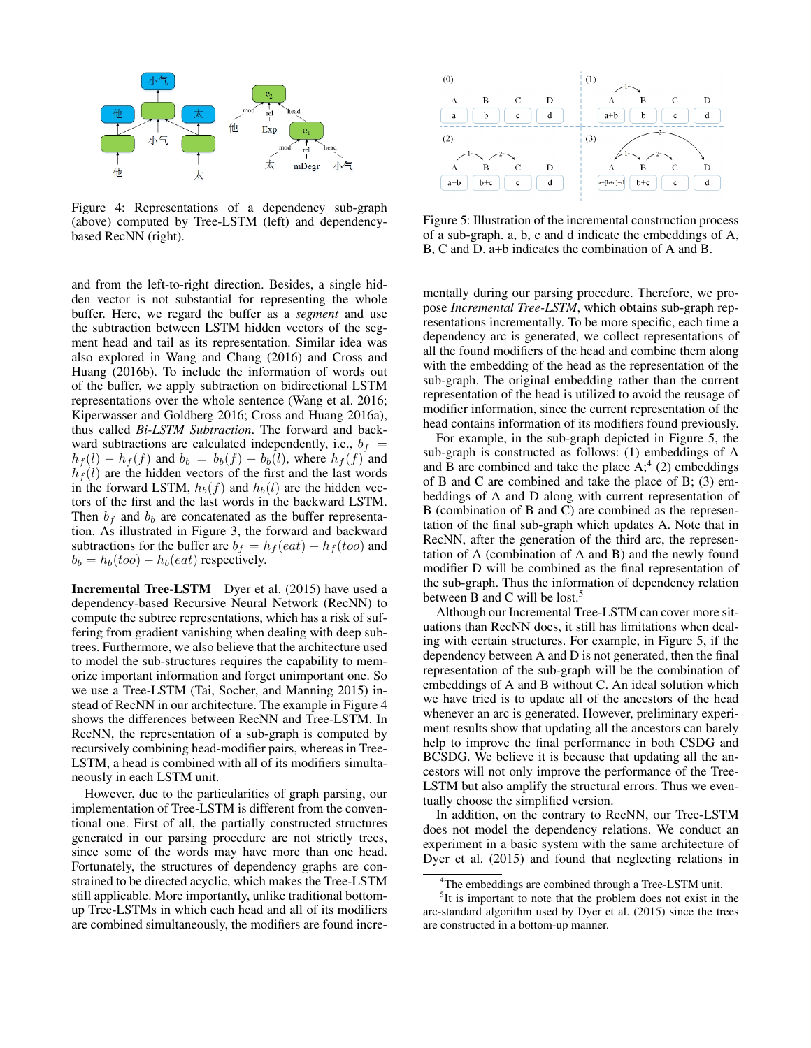Figure 4: Representations of a dependency sub-graph (above) computed by Tree-LSTM (left) and dependency-based RecNN (right).

and from the left-to-right direction. Besides, a single hidden vector is not substantial for representing the whole buffer. Here, we regard the buffer as a *segment* and use the subtraction between LSTM hidden vectors of the segment head and tail as its representation. Similar idea was also explored in Wang and Chang (2016) and Cross and Huang (2016b). To include the information of words out of the buffer, we apply subtraction on bidirectional LSTM representations over the whole sentence (Wang et al. 2016; Kiperwasser and Goldberg 2016; Cross and Huang 2016a), thus called *Bi-LSTM Subtraction*. The forward and backward subtractions are calculated independently, i.e., $b_f = h_f(l) - h_f(f)$ and $b_b = b_b(f) - b_b(l)$, where $h_f(f)$ and $h_f(l)$ are the hidden vectors of the first and the last words in the forward LSTM, $h_b(f)$ and $h_b(l)$ are the hidden vectors of the first and the last words in the backward LSTM. Then $b_f$ and $b_b$ are concatenated as the buffer representation. As illustrated in Figure 3, the forward and backward subtractions for the buffer are $b_f = h_f(eat) - h_f(too)$ and $b_b = h_b(too) - h_b(eat)$ respectively.

**Incremental Tree-LSTM** Dyer et al. (2015) have used a dependency-based Recursive Neural Network (RecNN) to compute the subtree representations, which has a risk of suffering from gradient vanishing when dealing with deep subtrees. Furthermore, we also believe that the architecture used to model the sub-structures requires the capability to memorize important information and forget unimportant one. So we use a Tree-LSTM (Tai, Socher, and Manning 2015) instead of RecNN in our architecture. The example in Figure 4 shows the differences between RecNN and Tree-LSTM. In RecNN, the representation of a sub-graph is computed by recursively combining head-modifier pairs, whereas in Tree-LSTM, a head is combined with all of its modifiers simultaneously in each LSTM unit.

However, due to the particularities of graph parsing, our implementation of Tree-LSTM is different from the conventional one. First of all, the partially constructed structures generated in our parsing procedure are not strictly trees, since some of the words may have more than one head. Fortunately, the structures of dependency graphs are constrained to be directed acyclic, which makes the Tree-LSTM still applicable. More importantly, unlike traditional bottom-up Tree-LSTMs in which each head and all of its modifiers are combined simultaneously, the modifiers are found incrementally during our parsing procedure. Therefore, we propose *Incremental Tree-LSTM*, which obtains sub-graph representations incrementally. To be more specific, each time a dependency arc is generated, we collect representations of all the found modifiers of the head and combine them along with the embedding of the head as the representation of the sub-graph. The original embedding rather than the current representation of the head is utilized to avoid the reusage of modifier information, since the current representation of the head contains information of its modifiers found previously.

Figure 5: Illustration of the incremental construction process of a sub-graph. a, b, c and d indicate the embeddings of A, B, C and D. a+b indicates the combination of A and B.

For example, in the sub-graph depicted in Figure 5, the sub-graph is constructed as follows: (1) embeddings of A and B are combined and take the place A;[4] (2) embeddings of B and C are combined and take the place of B; (3) embeddings of A and D along with current representation of B (combination of B and C) are combined as the representation of the final sub-graph which updates A. Note that in RecNN, after the generation of the third arc, the representation of A (combination of A and B) and the newly found modifier D will be combined as the final representation of the sub-graph. Thus the information of dependency relation between B and C will be lost.[5]

Although our Incremental Tree-LSTM can cover more situations than RecNN does, it still has limitations when dealing with certain structures. For example, in Figure 5, if the dependency between A and D is not generated, then the final representation of the sub-graph will be the combination of embeddings of A and B without C. An ideal solution which we have tried is to update all of the ancestors of the head whenever an arc is generated. However, preliminary experiment results show that updating all the ancestors can barely help to improve the final performance in both CSDG and BCSDG. We believe it is because that updating all the ancestors will not only improve the performance of the Tree-LSTM but also amplify the structural errors. Thus we eventually choose the simplified version.

In addition, on the contrary to RecNN, our Tree-LSTM does not model the dependency relations. We conduct an experiment in a basic system with the same architecture of Dyer et al. (2015) and found that neglecting relations in

[4] The embeddings are combined through a Tree-LSTM unit.

[5] It is important to note that the problem does not exist in the arc-standard algorithm used by Dyer et al. (2015) since the trees are constructed in a bottom-up manner.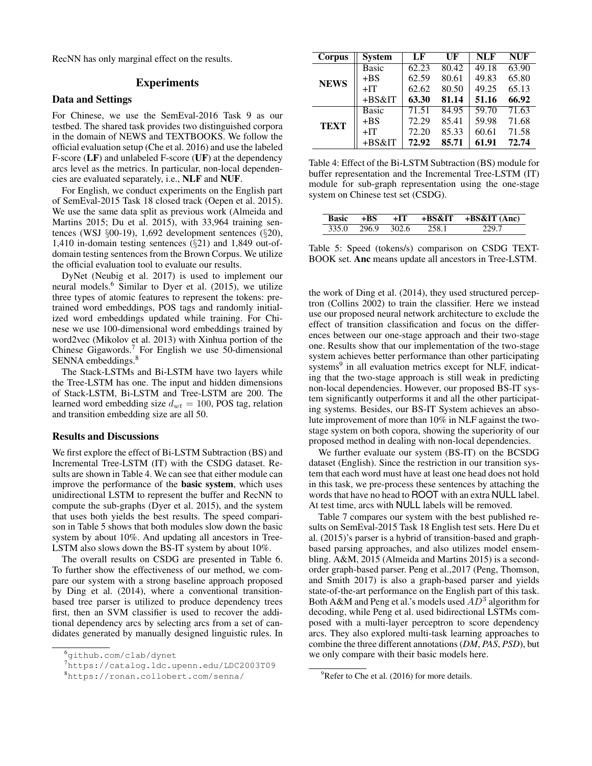RecNN has only marginal effect on the results.

## Experiments

### Data and Settings

For Chinese, we use the SemEval-2016 Task 9 as our testbed. The shared task provides two distinguished corpora in the domain of NEWS and TEXTBOOKS. We follow the official evaluation setup (Che et al. 2016) and use the labeled F-score (**LF**) and unlabeled F-score (**UF**) at the dependency arcs level as the metrics. In particular, non-local dependencies are evaluated separately, i.e., **NLF** and **NUF**.

For English, we conduct experiments on the English part of SemEval-2015 Task 18 closed track (Oepen et al. 2015). We use the same data split as previous work (Almeida and Martins 2015; Du et al. 2015), with 33,964 training sentences (WSJ §00-19), 1,692 development sentences (§20), 1,410 in-domain testing sentences (§21) and 1,849 out-of-domain testing sentences from the Brown Corpus. We utilize the official evaluation tool to evaluate our results.

DyNet (Neubig et al. 2017) is used to implement our neural models.[6] Similar to Dyer et al. (2015), we utilize three types of atomic features to represent the tokens: pretrained word embeddings, POS tags and randomly initialized word embeddings updated while training. For Chinese we use 100-dimensional word embeddings trained by word2vec (Mikolov et al. 2013) with Xinhua portion of the Chinese Gigawords.[7] For English we use 50-dimensional SENNA embeddings.[8]

The Stack-LSTMs and Bi-LSTM have two layers while the Tree-LSTM has one. The input and hidden dimensions of Stack-LSTM, Bi-LSTM and Tree-LSTM are 200. The learned word embedding size $d_{wt} = 100$, POS tag, relation and transition embedding size are all 50.

### Results and Discussions

We first explore the effect of Bi-LSTM Subtraction (BS) and Incremental Tree-LSTM (IT) with the CSDG dataset. Results are shown in Table 4. We can see that either module can improve the performance of the **basic system**, which uses unidirectional LSTM to represent the buffer and RecNN to compute the sub-graphs (Dyer et al. 2015), and the system that uses both yields the best results. The speed comparison in Table 5 shows that both modules slow down the basic system by about 10%. And updating all ancestors in Tree-LSTM also slows down the BS-IT system by about 10%.

The overall results on CSDG are presented in Table 6. To further show the effectiveness of our method, we compare our system with a strong baseline approach proposed by Ding et al. (2014), where a conventional transition-based tree parser is utilized to produce dependency trees first, then an SVM classifier is used to recover the additional dependency arcs by selecting arcs from a set of candidates generated by manually designed linguistic rules. In the work of Ding et al. (2014), they used structured perceptron (Collins 2002) to train the classifier. Here we instead use our proposed neural network architecture to exclude the effect of transition classification and focus on the differences between our one-stage approach and their two-stage one. Results show that our implementation of the two-stage system achieves better performance than other participating systems[9] in all evaluation metrics except for NLF, indicating that the two-stage approach is still weak in predicting non-local dependencies. However, our proposed BS-IT system significantly outperforms it and all the other participating systems. Besides, our BS-IT System achieves an absolute improvement of more than 10% in NLF against the two-stage system on both copora, showing the superiority of our proposed method in dealing with non-local dependencies.

| Corpus | System | LF | UF | NLF | NUF |
|---|---|---|---|---|---|
| **NEWS** | Basic | 62.23 | 80.42 | 49.18 | 63.90 |
| | +BS | 62.59 | 80.61 | 49.83 | 65.80 |
| | +IT | 62.62 | 80.50 | 49.25 | 65.13 |
| | +BS&IT | **63.30** | **81.14** | **51.16** | **66.92** |
| **TEXT** | Basic | 71.51 | 84.95 | 59.70 | 71.63 |
| | +BS | 72.29 | 85.41 | 59.98 | 71.68 |
| | +IT | 72.20 | 85.33 | 60.61 | 71.58 |
| | +BS&IT | **72.92** | **85.71** | **61.91** | **72.74** |

Table 4: Effect of the Bi-LSTM Subtraction (BS) module for buffer representation and the Incremental Tree-LSTM (IT) module for sub-graph representation using the one-stage system on Chinese test set (CSDG).

| Basic | +BS | +IT | +BS&IT | +BS&IT (Anc) |
|---|---|---|---|---|
| 335.0 | 296.9 | 302.6 | 258.1 | 229.7 |

Table 5: Speed (tokens/s) comparison on CSDG TEXTBOOK set. **Anc** means update all ancestors in Tree-LSTM.

We further evaluate our system (BS-IT) on the BCSDG dataset (English). Since the restriction in our transition system that each word must have at least one head does not hold in this task, we pre-process these sentences by attaching the words that have no head to ROOT with an extra NULL label. At test time, arcs with NULL labels will be removed.

Table 7 compares our system with the best published results on SemEval-2015 Task 18 English test sets. Here Du et al. (2015)'s parser is a hybrid of transition-based and graph-based parsing approaches, and also utilizes model ensembling. A&M, 2015 (Almeida and Martins 2015) is a second-order graph-based parser. Peng et al.,2017 (Peng, Thomson, and Smith 2017) is also a graph-based parser and yields state-of-the-art performance on the English part of this task. Both A&M and Peng et al.'s models used $AD^3$ algorithm for decoding, while Peng et al. used bidirectional LSTMs composed with a multi-layer perceptron to score dependency arcs. They also explored multi-task learning approaches to combine the three different annotations (*DM*, *PAS*, *PSD*), but we only compare with their basic models here.

[6] github.com/clab/dynet

[7] https://catalog.ldc.upenn.edu/LDC2003T09

[8] https://ronan.collobert.com/senna/

[9] Refer to Che et al. (2016) for more details.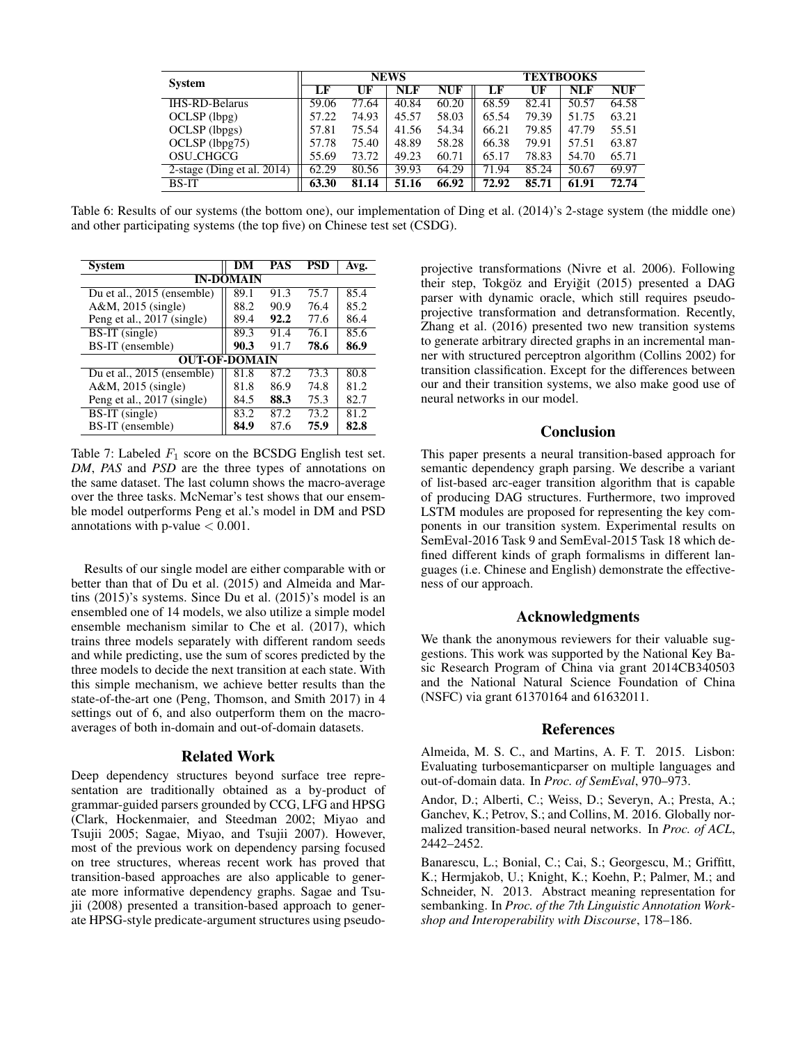| System | NEWS | | | | TEXTBOOKS | | | |
|---|---|---|---|---|---|---|---|---|
| | LF | UF | NLF | NUF | LF | UF | NLF | NUF |
| IHS-RD-Belarus | 59.06 | 77.64 | 40.84 | 60.20 | 68.59 | 82.41 | 50.57 | 64.58 |
| OCLSP (lbpg) | 57.22 | 74.93 | 45.57 | 58.03 | 65.54 | 79.39 | 51.75 | 63.21 |
| OCLSP (lbpgs) | 57.81 | 75.54 | 41.56 | 54.34 | 66.21 | 79.85 | 47.79 | 55.51 |
| OCLSP (lbpg75) | 57.78 | 75.40 | 48.89 | 58.28 | 66.38 | 79.91 | 57.51 | 63.87 |
| OSU_CHGCG | 55.69 | 73.72 | 49.23 | 60.71 | 65.17 | 78.83 | 54.70 | 65.71 |
| 2-stage (Ding et al. 2014) | 62.29 | 80.56 | 39.93 | 64.29 | 71.94 | 85.24 | 50.67 | 69.97 |
| BS-IT | **63.30** | **81.14** | **51.16** | **66.92** | **72.92** | **85.71** | **61.91** | **72.74** |

Table 6: Results of our systems (the bottom one), our implementation of Ding et al. (2014)'s 2-stage system (the middle one) and other participating systems (the top five) on Chinese test set (CSDG).

| System | DM | PAS | PSD | Avg. |
|---|---|---|---|---|
| **IN-DOMAIN** | | | | |
| Du et al., 2015 (ensemble) | 89.1 | 91.3 | 75.7 | 85.4 |
| A&M, 2015 (single) | 88.2 | 90.9 | 76.4 | 85.2 |
| Peng et al., 2017 (single) | 89.4 | **92.2** | 77.6 | 86.4 |
| BS-IT (single) | 89.3 | 91.4 | 76.1 | 85.6 |
| BS-IT (ensemble) | **90.3** | 91.7 | **78.6** | **86.9** |
| **OUT-OF-DOMAIN** | | | | |
| Du et al., 2015 (ensemble) | 81.8 | 87.2 | 73.3 | 80.8 |
| A&M, 2015 (single) | 81.8 | 86.9 | 74.8 | 81.2 |
| Peng et al., 2017 (single) | 84.5 | **88.3** | 75.3 | 82.7 |
| BS-IT (single) | 83.2 | 87.2 | 73.2 | 81.2 |
| BS-IT (ensemble) | **84.9** | 87.6 | **75.9** | **82.8** |

Table 7: Labeled $F_1$ score on the BCSDG English test set. *DM*, *PAS* and *PSD* are the three types of annotations on the same dataset. The last column shows the macro-average over the three tasks. McNemar's test shows that our ensemble model outperforms Peng et al.'s model in DM and PSD annotations with p-value $< 0.001$.

Results of our single model are either comparable with or better than that of Du et al. (2015) and Almeida and Martins (2015)'s systems. Since Du et al. (2015)'s model is an ensembled one of 14 models, we also utilize a simple model ensemble mechanism similar to Che et al. (2017), which trains three models separately with different random seeds and while predicting, use the sum of scores predicted by the three models to decide the next transition at each state. With this simple mechanism, we achieve better results than the state-of-the-art one (Peng, Thomson, and Smith 2017) in 4 settings out of 6, and also outperform them on the macro-averages of both in-domain and out-of-domain datasets.

## Related Work

Deep dependency structures beyond surface tree representation are traditionally obtained as a by-product of grammar-guided parsers grounded by CCG, LFG and HPSG (Clark, Hockenmaier, and Steedman 2002; Miyao and Tsujii 2005; Sagae, Miyao, and Tsujii 2007). However, most of the previous work on dependency parsing focused on tree structures, whereas recent work has proved that transition-based approaches are also applicable to generate more informative dependency graphs. Sagae and Tsujii (2008) presented a transition-based approach to generate HPSG-style predicate-argument structures using pseudo-projective transformations (Nivre et al. 2006). Following their step, Tokgöz and Eryiğit (2015) presented a DAG parser with dynamic oracle, which still requires pseudo-projective transformation and detransformation. Recently, Zhang et al. (2016) presented two new transition systems to generate arbitrary directed graphs in an incremental manner with structured perceptron algorithm (Collins 2002) for transition classification. Except for the differences between our and their transition systems, we also make good use of neural networks in our model.

## Conclusion

This paper presents a neural transition-based approach for semantic dependency graph parsing. We describe a variant of list-based arc-eager transition algorithm that is capable of producing DAG structures. Furthermore, two improved LSTM modules are proposed for representing the key components in our transition system. Experimental results on SemEval-2016 Task 9 and SemEval-2015 Task 18 which defined different kinds of graph formalisms in different languages (i.e. Chinese and English) demonstrate the effectiveness of our approach.

## Acknowledgments

We thank the anonymous reviewers for their valuable suggestions. This work was supported by the National Key Basic Research Program of China via grant 2014CB340503 and the National Natural Science Foundation of China (NSFC) via grant 61370164 and 61632011.

## References

Almeida, M. S. C., and Martins, A. F. T. 2015. Lisbon: Evaluating turbosemanticparser on multiple languages and out-of-domain data. In *Proc. of SemEval*, 970–973.

Andor, D.; Alberti, C.; Weiss, D.; Severyn, A.; Presta, A.; Ganchev, K.; Petrov, S.; and Collins, M. 2016. Globally normalized transition-based neural networks. In *Proc. of ACL*, 2442–2452.

Banarescu, L.; Bonial, C.; Cai, S.; Georgescu, M.; Griffitt, K.; Hermjakob, U.; Knight, K.; Koehn, P.; Palmer, M.; and Schneider, N. 2013. Abstract meaning representation for sembanking. In *Proc. of the 7th Linguistic Annotation Workshop and Interoperability with Discourse*, 178–186.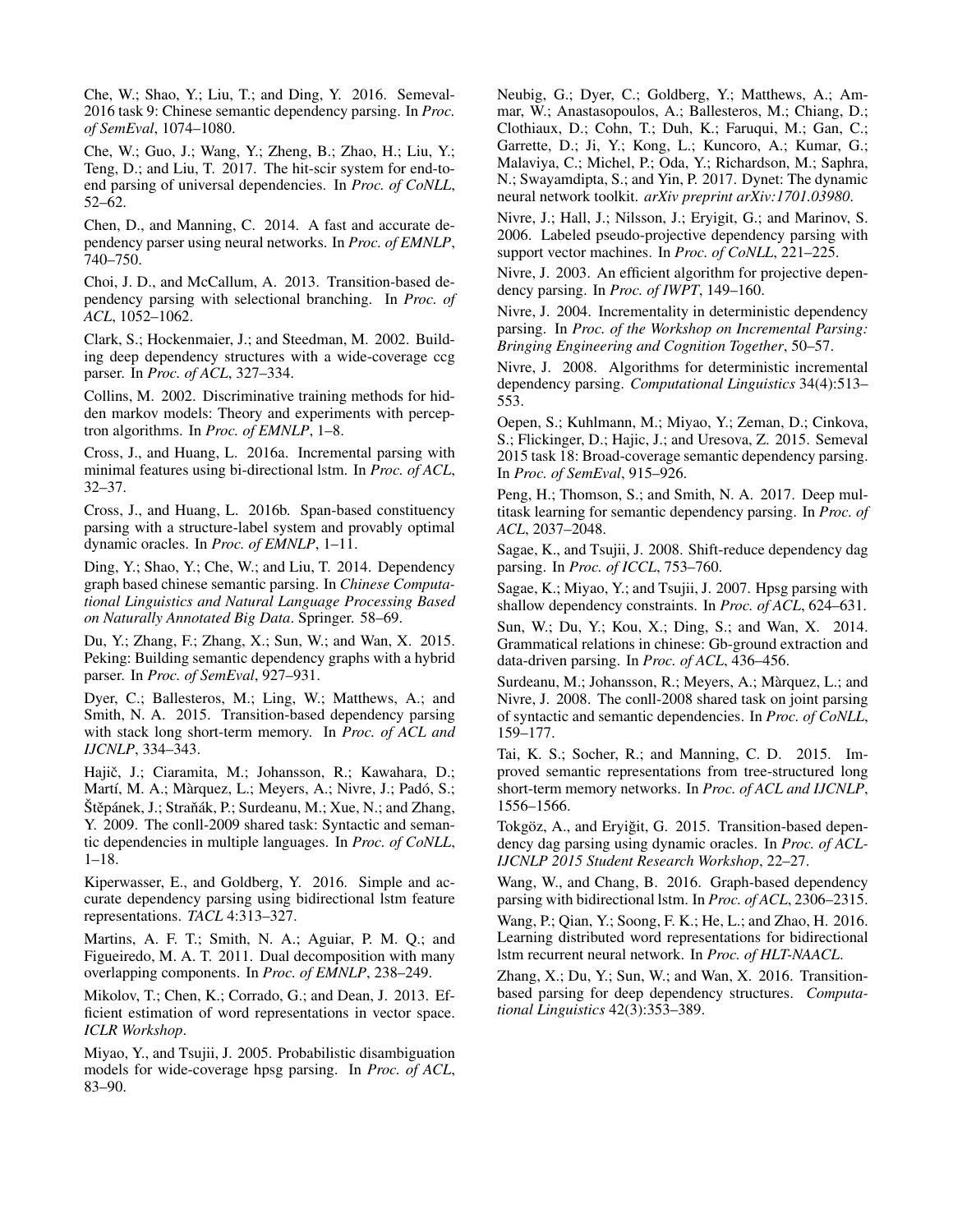Che, W.; Shao, Y.; Liu, T.; and Ding, Y. 2016. Semeval-2016 task 9: Chinese semantic dependency parsing. In *Proc. of SemEval*, 1074–1080.

Che, W.; Guo, J.; Wang, Y.; Zheng, B.; Zhao, H.; Liu, Y.; Teng, D.; and Liu, T. 2017. The hit-scir system for end-to-end parsing of universal dependencies. In *Proc. of CoNLL*, 52–62.

Chen, D., and Manning, C. 2014. A fast and accurate dependency parser using neural networks. In *Proc. of EMNLP*, 740–750.

Choi, J. D., and McCallum, A. 2013. Transition-based dependency parsing with selectional branching. In *Proc. of ACL*, 1052–1062.

Clark, S.; Hockenmaier, J.; and Steedman, M. 2002. Building deep dependency structures with a wide-coverage ccg parser. In *Proc. of ACL*, 327–334.

Collins, M. 2002. Discriminative training methods for hidden markov models: Theory and experiments with perceptron algorithms. In *Proc. of EMNLP*, 1–8.

Cross, J., and Huang, L. 2016a. Incremental parsing with minimal features using bi-directional lstm. In *Proc. of ACL*, 32–37.

Cross, J., and Huang, L. 2016b. Span-based constituency parsing with a structure-label system and provably optimal dynamic oracles. In *Proc. of EMNLP*, 1–11.

Ding, Y.; Shao, Y.; Che, W.; and Liu, T. 2014. Dependency graph based chinese semantic parsing. In *Chinese Computational Linguistics and Natural Language Processing Based on Naturally Annotated Big Data*. Springer. 58–69.

Du, Y.; Zhang, F.; Zhang, X.; Sun, W.; and Wan, X. 2015. Peking: Building semantic dependency graphs with a hybrid parser. In *Proc. of SemEval*, 927–931.

Dyer, C.; Ballesteros, M.; Ling, W.; Matthews, A.; and Smith, N. A. 2015. Transition-based dependency parsing with stack long short-term memory. In *Proc. of ACL and IJCNLP*, 334–343.

Hajič, J.; Ciaramita, M.; Johansson, R.; Kawahara, D.; Martí, M. A.; Màrquez, L.; Meyers, A.; Nivre, J.; Padó, S.; Štěpánek, J.; Straňák, P.; Surdeanu, M.; Xue, N.; and Zhang, Y. 2009. The conll-2009 shared task: Syntactic and semantic dependencies in multiple languages. In *Proc. of CoNLL*, 1–18.

Kiperwasser, E., and Goldberg, Y. 2016. Simple and accurate dependency parsing using bidirectional lstm feature representations. *TACL* 4:313–327.

Martins, A. F. T.; Smith, N. A.; Aguiar, P. M. Q.; and Figueiredo, M. A. T. 2011. Dual decomposition with many overlapping components. In *Proc. of EMNLP*, 238–249.

Mikolov, T.; Chen, K.; Corrado, G.; and Dean, J. 2013. Efficient estimation of word representations in vector space. *ICLR Workshop*.

Miyao, Y., and Tsujii, J. 2005. Probabilistic disambiguation models for wide-coverage hpsg parsing. In *Proc. of ACL*, 83–90.

Neubig, G.; Dyer, C.; Goldberg, Y.; Matthews, A.; Ammar, W.; Anastasopoulos, A.; Ballesteros, M.; Chiang, D.; Clothiaux, D.; Cohn, T.; Duh, K.; Faruqui, M.; Gan, C.; Garrette, D.; Ji, Y.; Kong, L.; Kuncoro, A.; Kumar, G.; Malaviya, C.; Michel, P.; Oda, Y.; Richardson, M.; Saphra, N.; Swayamdipta, S.; and Yin, P. 2017. Dynet: The dynamic neural network toolkit. *arXiv preprint arXiv:1701.03980*.

Nivre, J.; Hall, J.; Nilsson, J.; Eryigit, G.; and Marinov, S. 2006. Labeled pseudo-projective dependency parsing with support vector machines. In *Proc. of CoNLL*, 221–225.

Nivre, J. 2003. An efficient algorithm for projective dependency parsing. In *Proc. of IWPT*, 149–160.

Nivre, J. 2004. Incrementality in deterministic dependency parsing. In *Proc. of the Workshop on Incremental Parsing: Bringing Engineering and Cognition Together*, 50–57.

Nivre, J. 2008. Algorithms for deterministic incremental dependency parsing. *Computational Linguistics* 34(4):513–553.

Oepen, S.; Kuhlmann, M.; Miyao, Y.; Zeman, D.; Cinkova, S.; Flickinger, D.; Hajic, J.; and Uresova, Z. 2015. Semeval 2015 task 18: Broad-coverage semantic dependency parsing. In *Proc. of SemEval*, 915–926.

Peng, H.; Thomson, S.; and Smith, N. A. 2017. Deep multitask learning for semantic dependency parsing. In *Proc. of ACL*, 2037–2048.

Sagae, K., and Tsujii, J. 2008. Shift-reduce dependency dag parsing. In *Proc. of ICCL*, 753–760.

Sagae, K.; Miyao, Y.; and Tsujii, J. 2007. Hpsg parsing with shallow dependency constraints. In *Proc. of ACL*, 624–631.

Sun, W.; Du, Y.; Kou, X.; Ding, S.; and Wan, X. 2014. Grammatical relations in chinese: Gb-ground extraction and data-driven parsing. In *Proc. of ACL*, 436–456.

Surdeanu, M.; Johansson, R.; Meyers, A.; Màrquez, L.; and Nivre, J. 2008. The conll-2008 shared task on joint parsing of syntactic and semantic dependencies. In *Proc. of CoNLL*, 159–177.

Tai, K. S.; Socher, R.; and Manning, C. D. 2015. Improved semantic representations from tree-structured long short-term memory networks. In *Proc. of ACL and IJCNLP*, 1556–1566.

Tokgöz, A., and Eryiğit, G. 2015. Transition-based dependency dag parsing using dynamic oracles. In *Proc. of ACL-IJCNLP 2015 Student Research Workshop*, 22–27.

Wang, W., and Chang, B. 2016. Graph-based dependency parsing with bidirectional lstm. In *Proc. of ACL*, 2306–2315.

Wang, P.; Qian, Y.; Soong, F. K.; He, L.; and Zhao, H. 2016. Learning distributed word representations for bidirectional lstm recurrent neural network. In *Proc. of HLT-NAACL*.

Zhang, X.; Du, Y.; Sun, W.; and Wan, X. 2016. Transition-based parsing for deep dependency structures. *Computational Linguistics* 42(3):353–389.